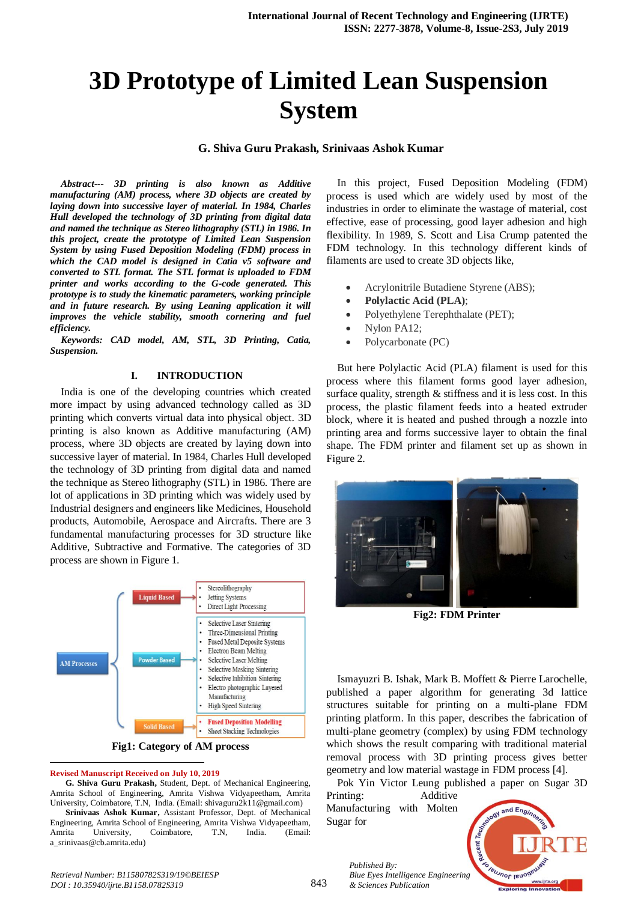# 3D Prototype of Limited Lean Suspension System

**G. Shiva Guru Prakash, Srinivaas Ashok Kumar**

***Abstract---*** ***3D printing is also known as Additive manufacturing (AM) process, where 3D objects are created by laying down into successive layer of material. In 1984, Charles Hull developed the technology of 3D printing from digital data and named the technique as Stereo lithography (STL) in 1986. In this project, create the prototype of Limited Lean Suspension System by using Fused Deposition Modeling (FDM) process in which the CAD model is designed in Catia v5 software and converted to STL format. The STL format is uploaded to FDM printer and works according to the G-code generated. This prototype is to study the kinematic parameters, working principle and in future research. By using Leaning application it will improves the vehicle stability, smooth cornering and fuel efficiency.***

***Keywords:*** ***CAD model, AM, STL, 3D Printing, Catia, Suspension.***

## I. INTRODUCTION

India is one of the developing countries which created more impact by using advanced technology called as 3D printing which converts virtual data into physical object. 3D printing is also known as Additive manufacturing (AM) process, where 3D objects are created by laying down into successive layer of material. In 1984, Charles Hull developed the technology of 3D printing from digital data and named the technique as Stereo lithography (STL) in 1986. There are lot of applications in 3D printing which was widely used by Industrial designers and engineers like Medicines, Household products, Automobile, Aerospace and Aircrafts. There are 3 fundamental manufacturing processes for 3D structure like Additive, Subtractive and Formative. The categories of 3D process are shown in Figure 1.

- AM Processes
  - Liquid Based
    - Stereolithography
    - Jetting Systems
    - Direct Light Processing
  - Powder Based
    - Selective Laser Sintering
    - Three-Dimensional Printing
    - Fused Metal Deposite Systems
    - Electron Beam Melting
    - Selective Laser Melting
    - Selective Masking Sintering
    - Selective Inhibition Sintering
    - Electro photographic Layered Manufacturing
    - High Speed Sintering
  - Solid Based
    - Fused Deposition Modelling
    - Sheet Stacking Technologies

**Fig1: Category of AM process**

In this project, Fused Deposition Modeling (FDM) process is used which are widely used by most of the industries in order to eliminate the wastage of material, cost effective, ease of processing, good layer adhesion and high flexibility. In 1989, S. Scott and Lisa Crump patented the FDM technology. In this technology different kinds of filaments are used to create 3D objects like,

- Acrylonitrile Butadiene Styrene (ABS);
- **Polylactic Acid (PLA)**;
- Polyethylene Terephthalate (PET);
- Nylon PA12;
- Polycarbonate (PC)

But here Polylactic Acid (PLA) filament is used for this process where this filament forms good layer adhesion, surface quality, strength & stiffness and it is less cost. In this process, the plastic filament feeds into a heated extruder block, where it is heated and pushed through a nozzle into printing area and forms successive layer to obtain the final shape. The FDM printer and filament set up as shown in Figure 2.

**Fig2: FDM Printer**

Ismayuzri B. Ishak, Mark B. Moffett & Pierre Larochelle, published a paper algorithm for generating 3d lattice structures suitable for printing on a multi-plane FDM printing platform. In this paper, describes the fabrication of multi-plane geometry (complex) by using FDM technology which shows the result comparing with traditional material removal process with 3D printing process gives better geometry and low material wastage in FDM process [4].

Pok Yin Victor Leung published a paper on Sugar 3D Printing: Additive Manufacturing with Molten Sugar for

---

**Revised Manuscript Received on July 10, 2019**

**G. Shiva Guru Prakash,** Student, Dept. of Mechanical Engineering, Amrita School of Engineering, Amrita Vishwa Vidyapeetham, Amrita University, Coimbatore, T.N, India. (Email: shivaguru2k11@gmail.com)

**Srinivaas Ashok Kumar,** Assistant Professor, Dept. of Mechanical Engineering, Amrita School of Engineering, Amrita Vishwa Vidyapeetham, Amrita University, Coimbatore, T.N, India. (Email: a_srinivaas@cb.amrita.edu)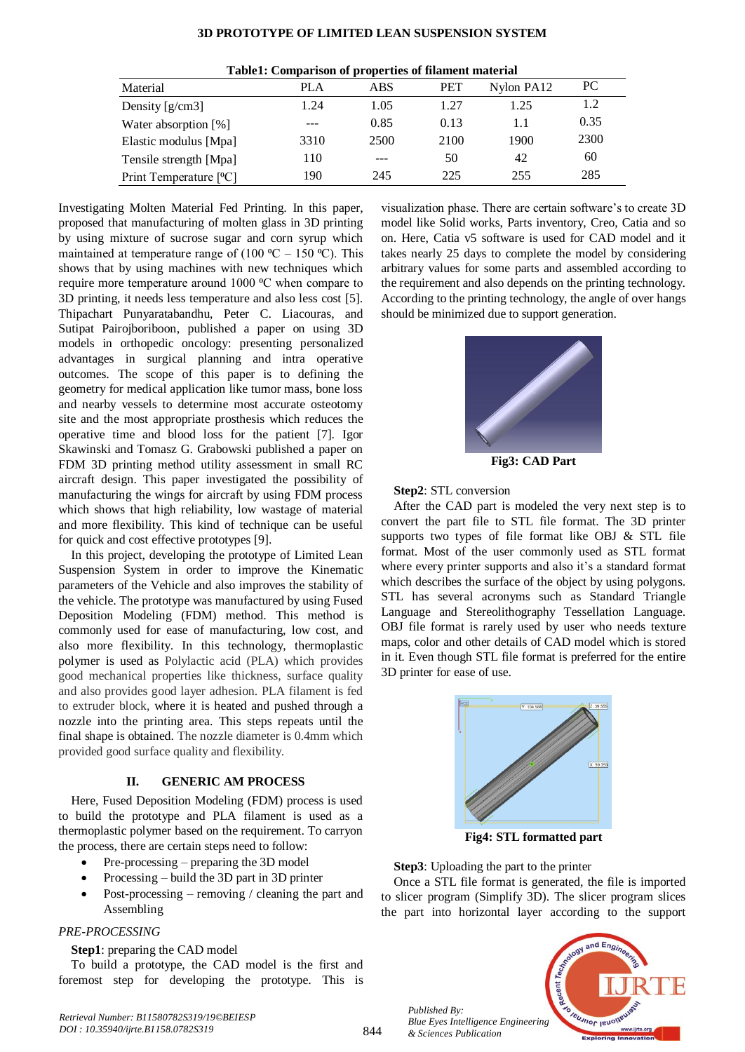**Table1: Comparison of properties of filament material**

| Material | PLA | ABS | PET | Nylon PA12 | PC |
|---|---|---|---|---|---|
| Density [g/cm3] | 1.24 | 1.05 | 1.27 | 1.25 | 1.2 |
| Water absorption [%] | --- | 0.85 | 0.13 | 1.1 | 0.35 |
| Elastic modulus [Mpa] | 3310 | 2500 | 2100 | 1900 | 2300 |
| Tensile strength [Mpa] | 110 | --- | 50 | 42 | 60 |
| Print Temperature [ºC] | 190 | 245 | 225 | 255 | 285 |

Investigating Molten Material Fed Printing. In this paper, proposed that manufacturing of molten glass in 3D printing by using mixture of sucrose sugar and corn syrup which maintained at temperature range of (100 ºC – 150 ºC). This shows that by using machines with new techniques which require more temperature around 1000 ºC when compare to 3D printing, it needs less temperature and also less cost [5]. Thipachart Punyaratabandhu, Peter C. Liacouras, and Sutipat Pairojboriboon, published a paper on using 3D models in orthopedic oncology: presenting personalized advantages in surgical planning and intra operative outcomes. The scope of this paper is to defining the geometry for medical application like tumor mass, bone loss and nearby vessels to determine most accurate osteotomy site and the most appropriate prosthesis which reduces the operative time and blood loss for the patient [7]. Igor Skawinski and Tomasz G. Grabowski published a paper on FDM 3D printing method utility assessment in small RC aircraft design. This paper investigated the possibility of manufacturing the wings for aircraft by using FDM process which shows that high reliability, low wastage of material and more flexibility. This kind of technique can be useful for quick and cost effective prototypes [9].

In this project, developing the prototype of Limited Lean Suspension System in order to improve the Kinematic parameters of the Vehicle and also improves the stability of the vehicle. The prototype was manufactured by using Fused Deposition Modeling (FDM) method. This method is commonly used for ease of manufacturing, low cost, and also more flexibility. In this technology, thermoplastic polymer is used as Polylactic acid (PLA) which provides good mechanical properties like thickness, surface quality and also provides good layer adhesion. PLA filament is fed to extruder block, where it is heated and pushed through a nozzle into the printing area. This steps repeats until the final shape is obtained. The nozzle diameter is 0.4mm which provided good surface quality and flexibility.

## II. GENERIC AM PROCESS

Here, Fused Deposition Modeling (FDM) process is used to build the prototype and PLA filament is used as a thermoplastic polymer based on the requirement. To carryon the process, there are certain steps need to follow:

- Pre-processing – preparing the 3D model
- Processing – build the 3D part in 3D printer
- Post-processing – removing / cleaning the part and Assembling

### *PRE-PROCESSING*

**Step1**: preparing the CAD model

To build a prototype, the CAD model is the first and foremost step for developing the prototype. This is visualization phase. There are certain software's to create 3D model like Solid works, Parts inventory, Creo, Catia and so on. Here, Catia v5 software is used for CAD model and it takes nearly 25 days to complete the model by considering arbitrary values for some parts and assembled according to the requirement and also depends on the printing technology. According to the printing technology, the angle of over hangs should be minimized due to support generation.

**Fig3: CAD Part**

**Step2**: STL conversion

After the CAD part is modeled the very next step is to convert the part file to STL file format. The 3D printer supports two types of file format like OBJ & STL file format. Most of the user commonly used as STL format where every printer supports and also it's a standard format which describes the surface of the object by using polygons. STL has several acronyms such as Standard Triangle Language and Stereolithography Tessellation Language. OBJ file format is rarely used by user who needs texture maps, color and other details of CAD model which is stored in it. Even though STL file format is preferred for the entire 3D printer for ease of use.

**Fig4: STL formatted part**

**Step3**: Uploading the part to the printer

Once a STL file format is generated, the file is imported to slicer program (Simplify 3D). The slicer program slices the part into horizontal layer according to the support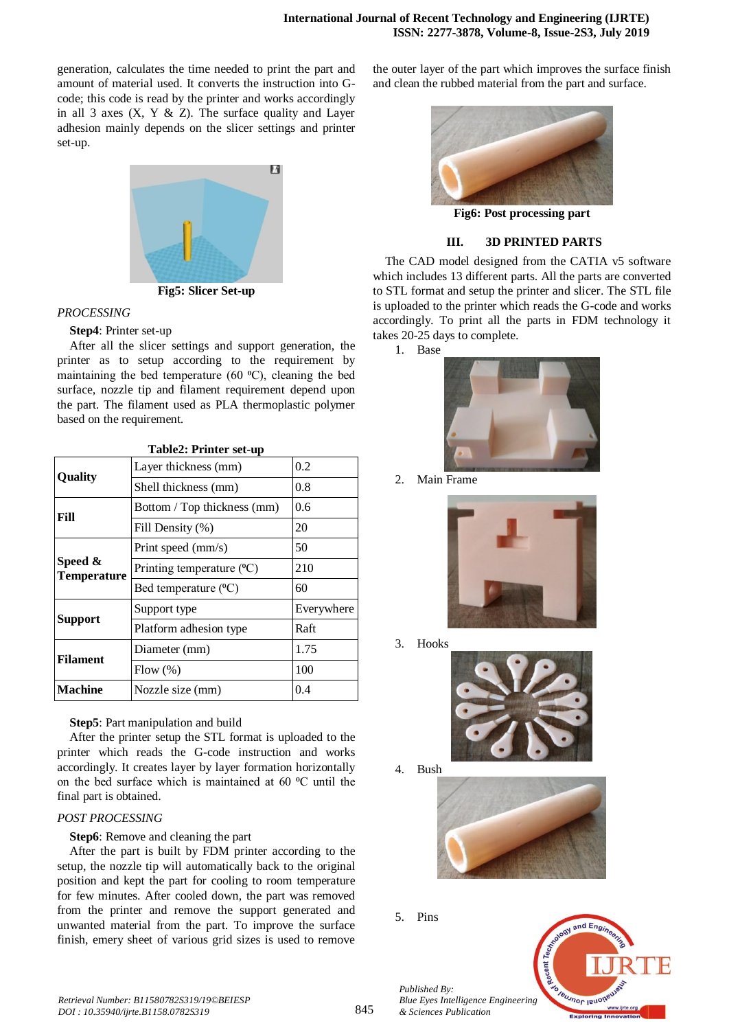generation, calculates the time needed to print the part and amount of material used. It converts the instruction into G-code; this code is read by the printer and works accordingly in all 3 axes (X, Y & Z). The surface quality and Layer adhesion mainly depends on the slicer settings and printer set-up.

**Fig5: Slicer Set-up**

*PROCESSING*

**Step4**: Printer set-up

After all the slicer settings and support generation, the printer as to setup according to the requirement by maintaining the bed temperature (60 ºC), cleaning the bed surface, nozzle tip and filament requirement depend upon the part. The filament used as PLA thermoplastic polymer based on the requirement.

**Table2: Printer set-up**

| | | |
|---|---|---|
| **Quality** | Layer thickness (mm) | 0.2 |
| | Shell thickness (mm) | 0.8 |
| **Fill** | Bottom / Top thickness (mm) | 0.6 |
| | Fill Density (%) | 20 |
| **Speed & Temperature** | Print speed (mm/s) | 50 |
| | Printing temperature (ºC) | 210 |
| | Bed temperature (ºC) | 60 |
| **Support** | Support type | Everywhere |
| | Platform adhesion type | Raft |
| **Filament** | Diameter (mm) | 1.75 |
| | Flow (%) | 100 |
| **Machine** | Nozzle size (mm) | 0.4 |

**Step5**: Part manipulation and build

After the printer setup the STL format is uploaded to the printer which reads the G-code instruction and works accordingly. It creates layer by layer formation horizontally on the bed surface which is maintained at 60 ºC until the final part is obtained.

*POST PROCESSING*

**Step6**: Remove and cleaning the part

After the part is built by FDM printer according to the setup, the nozzle tip will automatically back to the original position and kept the part for cooling to room temperature for few minutes. After cooled down, the part was removed from the printer and remove the support generated and unwanted material from the part. To improve the surface finish, emery sheet of various grid sizes is used to remove the outer layer of the part which improves the surface finish and clean the rubbed material from the part and surface.

**Fig6: Post processing part**

## III. 3D PRINTED PARTS

The CAD model designed from the CATIA v5 software which includes 13 different parts. All the parts are converted to STL format and setup the printer and slicer. The STL file is uploaded to the printer which reads the G-code and works accordingly. To print all the parts in FDM technology it takes 20-25 days to complete.

1. Base
2. Main Frame
3. Hooks
4. Bush
5. Pins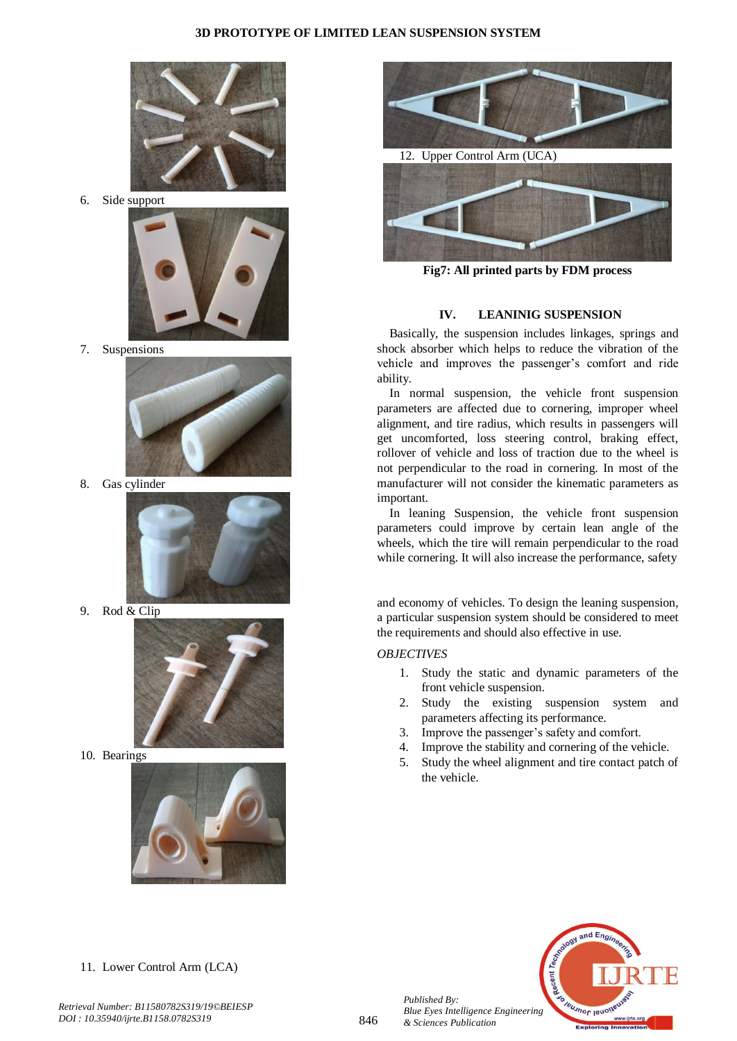6. Side support

7. Suspensions

8. Gas cylinder

9. Rod & Clip

10. Bearings

11. Lower Control Arm (LCA)

12. Upper Control Arm (UCA)

**Fig7: All printed parts by FDM process**

## IV. LEANINIG SUSPENSION

Basically, the suspension includes linkages, springs and shock absorber which helps to reduce the vibration of the vehicle and improves the passenger's comfort and ride ability.

In normal suspension, the vehicle front suspension parameters are affected due to cornering, improper wheel alignment, and tire radius, which results in passengers will get uncomforted, loss steering control, braking effect, rollover of vehicle and loss of traction due to the wheel is not perpendicular to the road in cornering. In most of the manufacturer will not consider the kinematic parameters as important.

In leaning Suspension, the vehicle front suspension parameters could improve by certain lean angle of the wheels, which the tire will remain perpendicular to the road while cornering. It will also increase the performance, safety and economy of vehicles. To design the leaning suspension, a particular suspension system should be considered to meet the requirements and should also effective in use.

*OBJECTIVES*

1. Study the static and dynamic parameters of the front vehicle suspension.
2. Study the existing suspension system and parameters affecting its performance.
3. Improve the passenger's safety and comfort.
4. Improve the stability and cornering of the vehicle.
5. Study the wheel alignment and tire contact patch of the vehicle.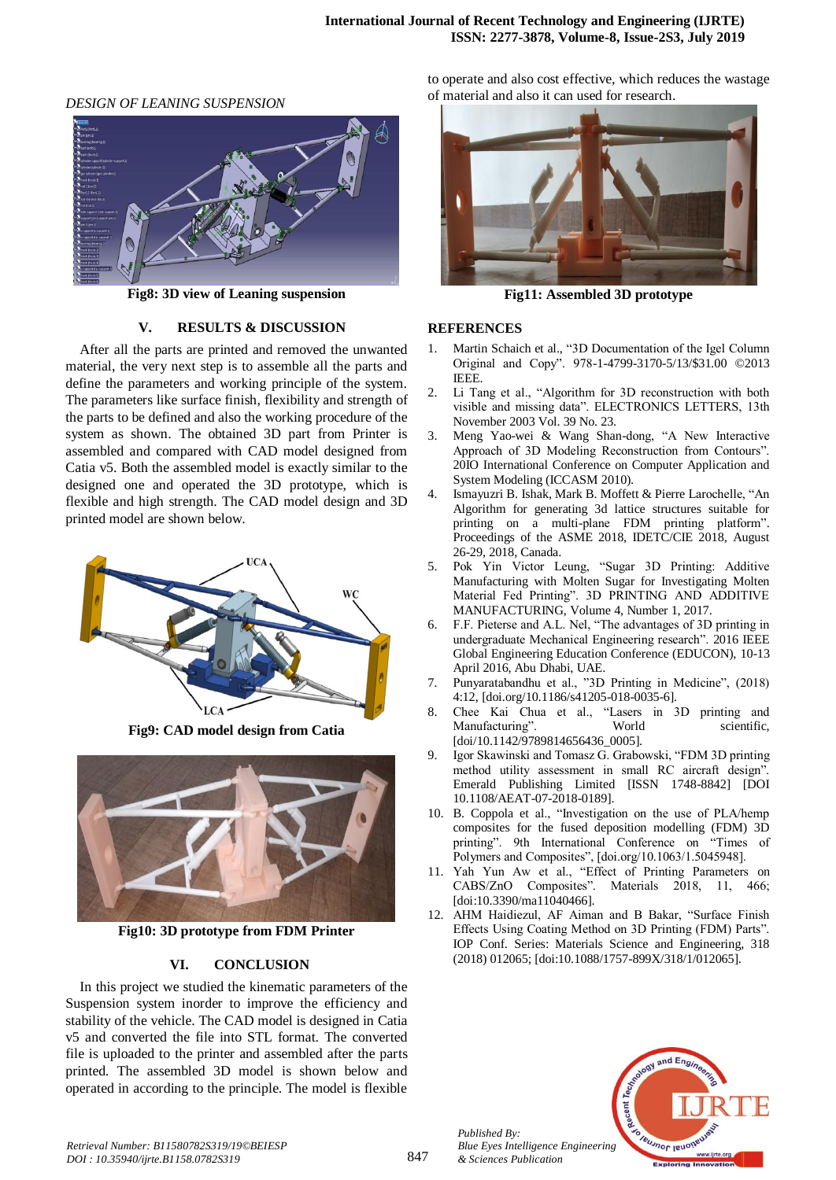*DESIGN OF LEANING SUSPENSION*

Fig8: 3D view of Leaning suspension

## V. RESULTS & DISCUSSION

After all the parts are printed and removed the unwanted material, the very next step is to assemble all the parts and define the parameters and working principle of the system. The parameters like surface finish, flexibility and strength of the parts to be defined and also the working procedure of the system as shown. The obtained 3D part from Printer is assembled and compared with CAD model designed from Catia v5. Both the assembled model is exactly similar to the designed one and operated the 3D prototype, which is flexible and high strength. The CAD model design and 3D printed model are shown below.

UCA

WC

LCA

Fig9: CAD model design from Catia

Fig10: 3D prototype from FDM Printer

## VI. CONCLUSION

In this project we studied the kinematic parameters of the Suspension system inorder to improve the efficiency and stability of the vehicle. The CAD model is designed in Catia v5 and converted the file into STL format. The converted file is uploaded to the printer and assembled after the parts printed. The assembled 3D model is shown below and operated in according to the principle. The model is flexible to operate and also cost effective, which reduces the wastage of material and also it can used for research.

Fig11: Assembled 3D prototype

## REFERENCES

1. Martin Schaich et al., "3D Documentation of the Igel Column Original and Copy". 978-1-4799-3170-5/13/$31.00 ©2013 IEEE.
2. Li Tang et al., "Algorithm for 3D reconstruction with both visible and missing data". ELECTRONICS LETTERS, 13th November 2003 Vol. 39 No. 23.
3. Meng Yao-wei & Wang Shan-dong, "A New Interactive Approach of 3D Modeling Reconstruction from Contours". 20IO International Conference on Computer Application and System Modeling (ICCASM 2010).
4. Ismayuzri B. Ishak, Mark B. Moffett & Pierre Larochelle, "An Algorithm for generating 3d lattice structures suitable for printing on a multi-plane FDM printing platform". Proceedings of the ASME 2018, IDETC/CIE 2018, August 26-29, 2018, Canada.
5. Pok Yin Victor Leung, "Sugar 3D Printing: Additive Manufacturing with Molten Sugar for Investigating Molten Material Fed Printing". 3D PRINTING AND ADDITIVE MANUFACTURING, Volume 4, Number 1, 2017.
6. F.F. Pieterse and A.L. Nel, "The advantages of 3D printing in undergraduate Mechanical Engineering research". 2016 IEEE Global Engineering Education Conference (EDUCON), 10-13 April 2016, Abu Dhabi, UAE.
7. Punyaratabandhu et al., "3D Printing in Medicine", (2018) 4:12, [doi.org/10.1186/s41205-018-0035-6].
8. Chee Kai Chua et al., "Lasers in 3D printing and Manufacturing". World scientific, [doi/10.1142/9789814656436_0005].
9. Igor Skawinski and Tomasz G. Grabowski, "FDM 3D printing method utility assessment in small RC aircraft design". Emerald Publishing Limited [ISSN 1748-8842] [DOI 10.1108/AEAT-07-2018-0189].
10. B. Coppola et al., "Investigation on the use of PLA/hemp composites for the fused deposition modelling (FDM) 3D printing". 9th International Conference on "Times of Polymers and Composites", [doi.org/10.1063/1.5045948].
11. Yah Yun Aw et al., "Effect of Printing Parameters on CABS/ZnO Composites". Materials 2018, 11, 466; [doi:10.3390/ma11040466].
12. AHM Haidiezul, AF Aiman and B Bakar, "Surface Finish Effects Using Coating Method on 3D Printing (FDM) Parts". IOP Conf. Series: Materials Science and Engineering, 318 (2018) 012065; [doi:10.1088/1757-899X/318/1/012065].